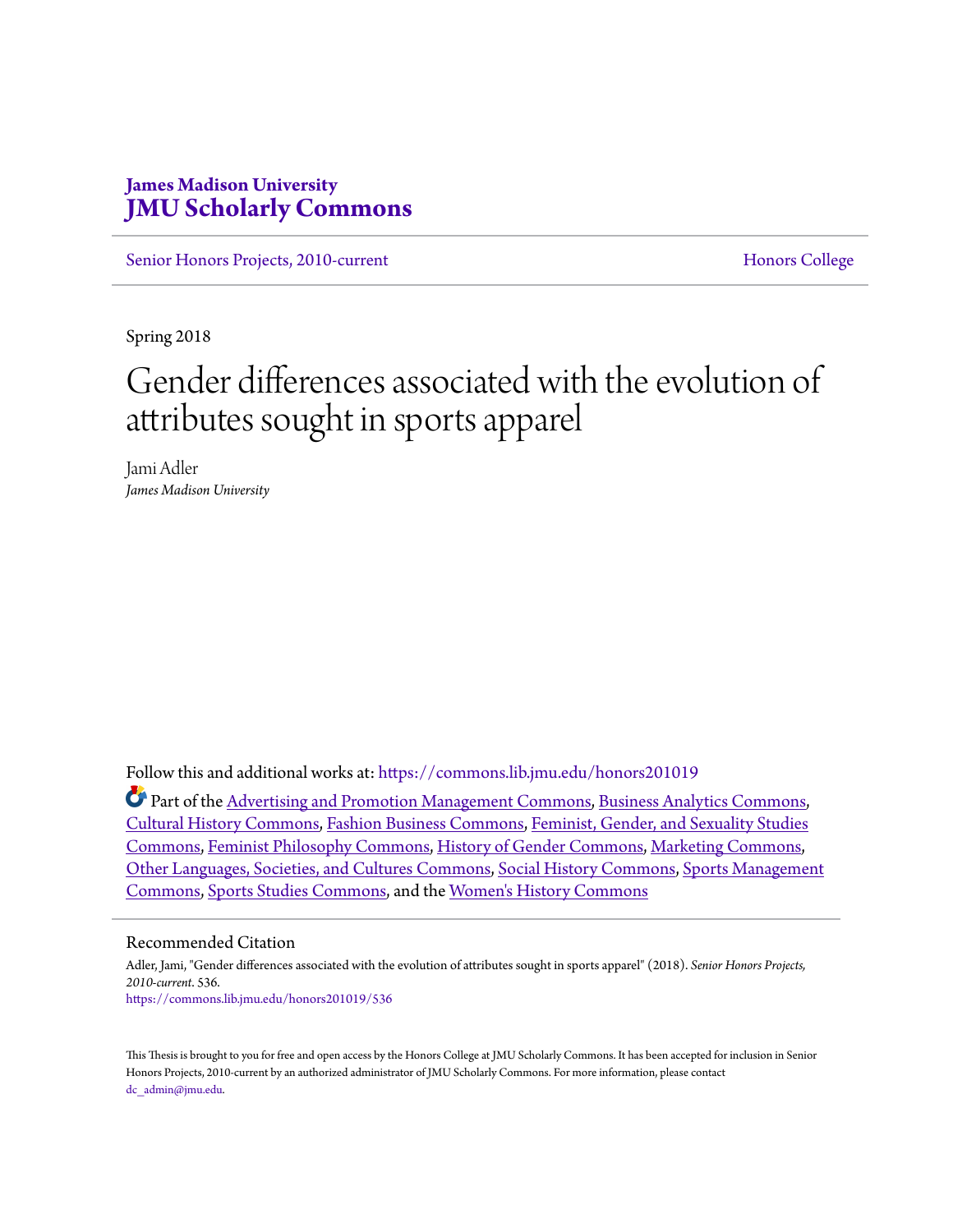James Madison University
**JMU Scholarly Commons**

Senior Honors Projects, 2010-current | Honors College

Spring 2018

# Gender differences associated with the evolution of attributes sought in sports apparel

Jami Adler
*James Madison University*

Follow this and additional works at: https://commons.lib.jmu.edu/honors201019

Part of the Advertising and Promotion Management Commons, Business Analytics Commons, Cultural History Commons, Fashion Business Commons, Feminist, Gender, and Sexuality Studies Commons, Feminist Philosophy Commons, History of Gender Commons, Marketing Commons, Other Languages, Societies, and Cultures Commons, Social History Commons, Sports Management Commons, Sports Studies Commons, and the Women's History Commons

## Recommended Citation

Adler, Jami, "Gender differences associated with the evolution of attributes sought in sports apparel" (2018). *Senior Honors Projects, 2010-current*. 536.
https://commons.lib.jmu.edu/honors201019/536

This Thesis is brought to you for free and open access by the Honors College at JMU Scholarly Commons. It has been accepted for inclusion in Senior Honors Projects, 2010-current by an authorized administrator of JMU Scholarly Commons. For more information, please contact dc_admin@jmu.edu.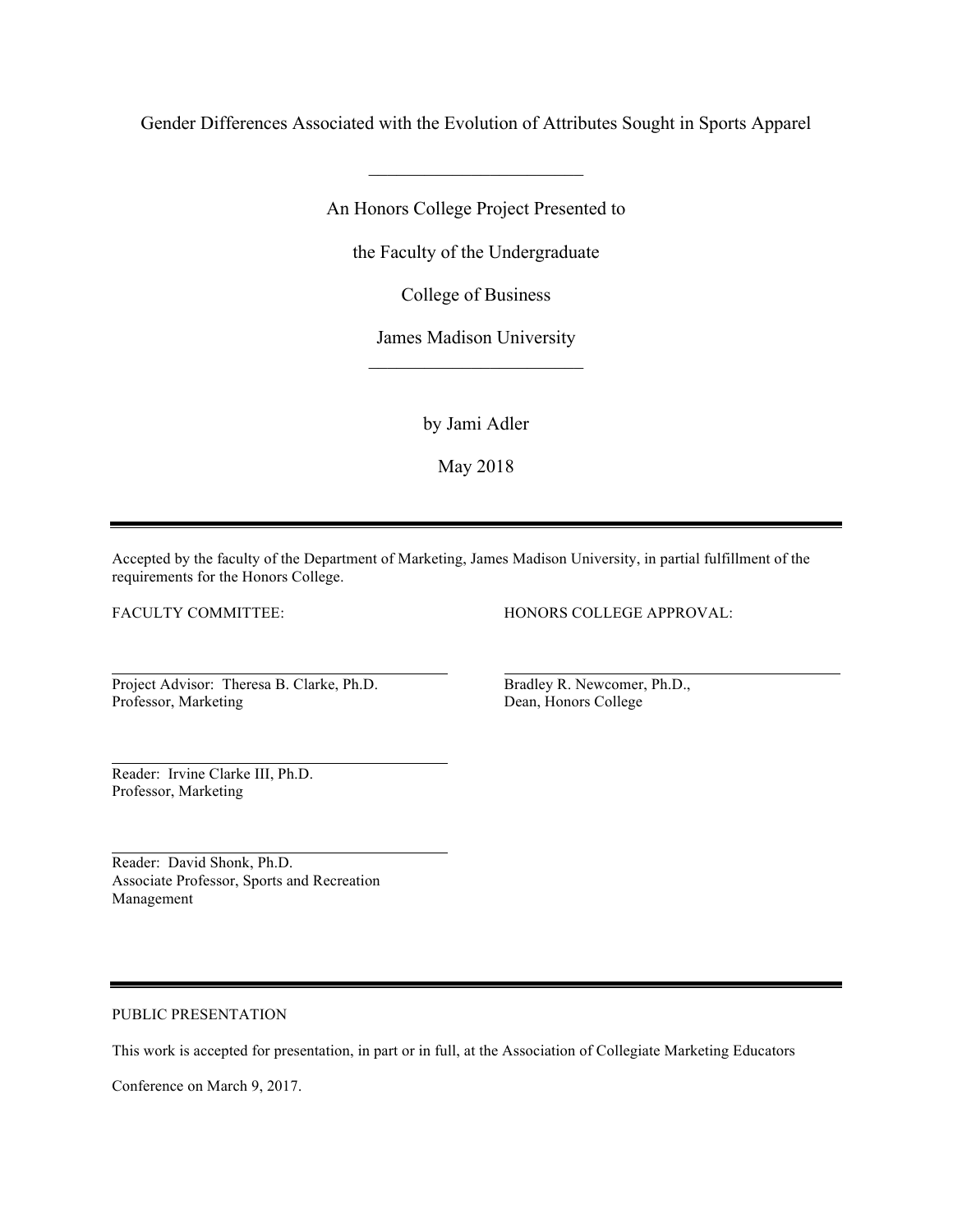Gender Differences Associated with the Evolution of Attributes Sought in Sports Apparel

---

An Honors College Project Presented to

the Faculty of the Undergraduate

College of Business

James Madison University

---

by Jami Adler

May 2018

---

Accepted by the faculty of the Department of Marketing, James Madison University, in partial fulfillment of the requirements for the Honors College.

FACULTY COMMITTEE:

Project Advisor: Theresa B. Clarke, Ph.D.
Professor, Marketing

Reader: Irvine Clarke III, Ph.D.
Professor, Marketing

Reader: David Shonk, Ph.D.
Associate Professor, Sports and Recreation Management

HONORS COLLEGE APPROVAL:

Bradley R. Newcomer, Ph.D.,
Dean, Honors College

---

PUBLIC PRESENTATION

This work is accepted for presentation, in part or in full, at the Association of Collegiate Marketing Educators

Conference on March 9, 2017.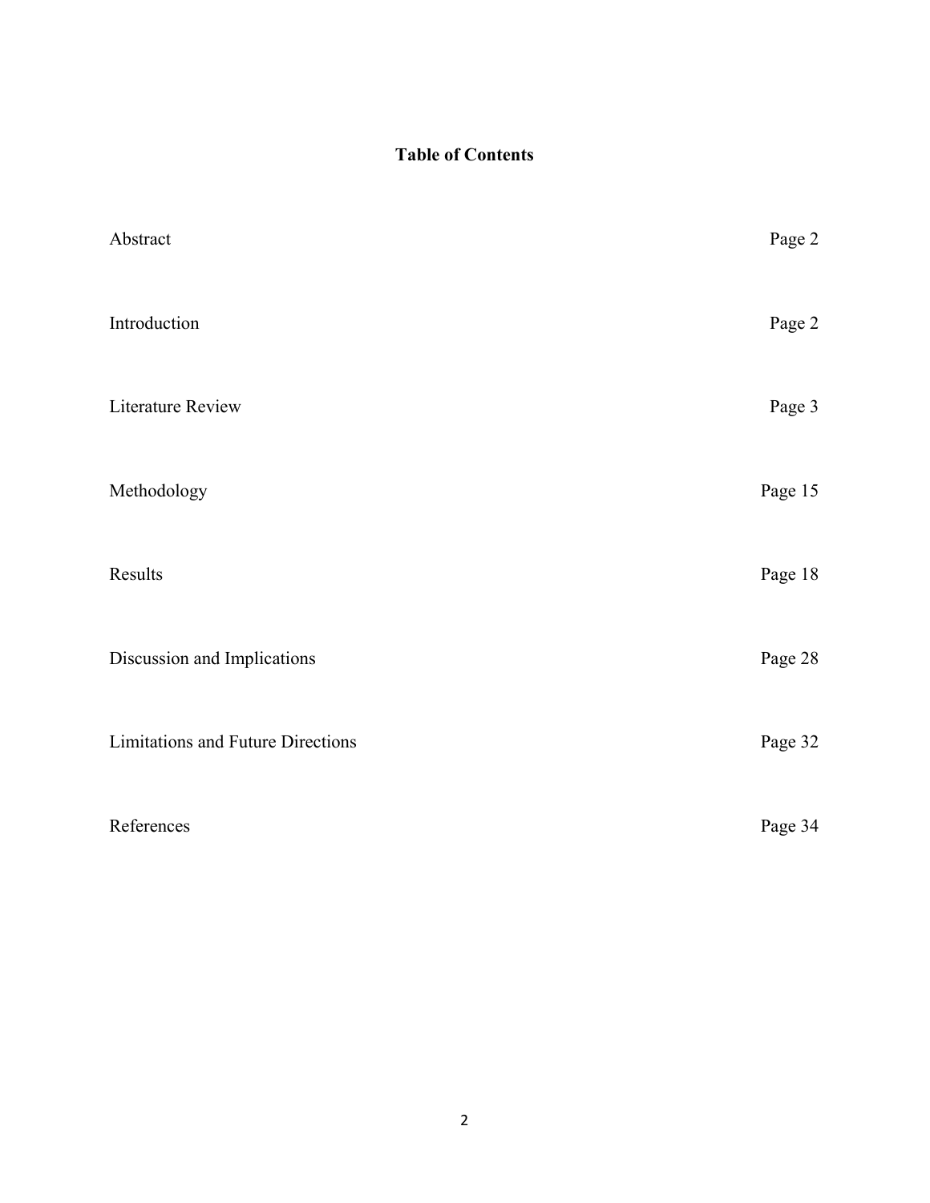## Table of Contents

| | |
|---|---|
| Abstract | Page 2 |
| Introduction | Page 2 |
| Literature Review | Page 3 |
| Methodology | Page 15 |
| Results | Page 18 |
| Discussion and Implications | Page 28 |
| Limitations and Future Directions | Page 32 |
| References | Page 34 |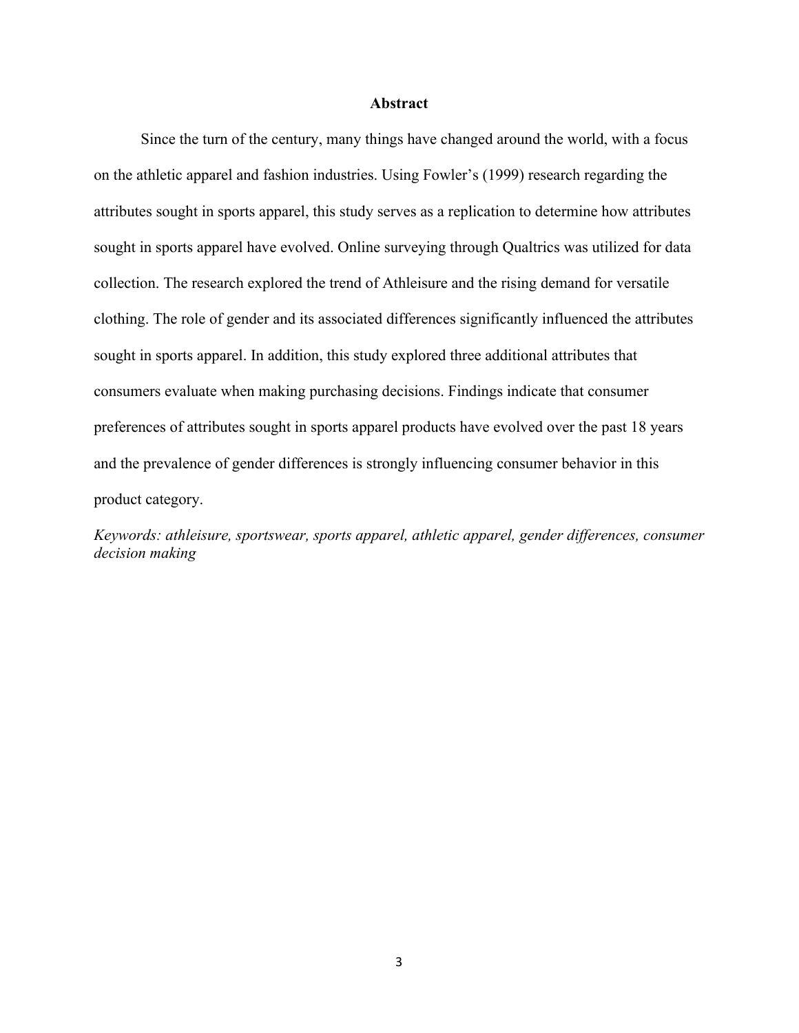## Abstract

Since the turn of the century, many things have changed around the world, with a focus on the athletic apparel and fashion industries. Using Fowler's (1999) research regarding the attributes sought in sports apparel, this study serves as a replication to determine how attributes sought in sports apparel have evolved. Online surveying through Qualtrics was utilized for data collection. The research explored the trend of Athleisure and the rising demand for versatile clothing. The role of gender and its associated differences significantly influenced the attributes sought in sports apparel. In addition, this study explored three additional attributes that consumers evaluate when making purchasing decisions. Findings indicate that consumer preferences of attributes sought in sports apparel products have evolved over the past 18 years and the prevalence of gender differences is strongly influencing consumer behavior in this product category.

*Keywords: athleisure, sportswear, sports apparel, athletic apparel, gender differences, consumer decision making*